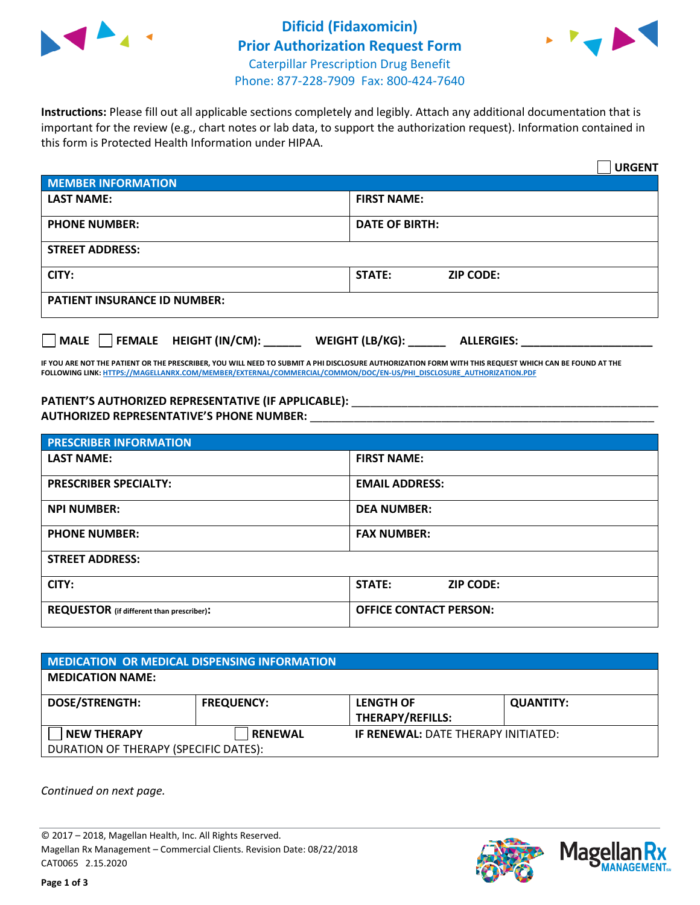# Dificid (Fidaxomicin) Prior Authorization Request Form

Caterpillar Prescription Drug Benefit
Phone: 877-228-7909 Fax: 800-424-7640

**Instructions:** Please fill out all applicable sections completely and legibly. Attach any additional documentation that is important for the review (e.g., chart notes or lab data, to support the authorization request). Information contained in this form is Protected Health Information under HIPAA.

☐ **URGENT**

| MEMBER INFORMATION | |
|---|---|
| **LAST NAME:** | **FIRST NAME:** |
| **PHONE NUMBER:** | **DATE OF BIRTH:** |
| **STREET ADDRESS:** | |
| **CITY:** | **STATE:** **ZIP CODE:** |
| **PATIENT INSURANCE ID NUMBER:** | |

☐ **MALE** ☐ **FEMALE** **HEIGHT (IN/CM):** ______ **WEIGHT (LB/KG):** ______ **ALLERGIES:** ____________________

**IF YOU ARE NOT THE PATIENT OR THE PRESCRIBER, YOU WILL NEED TO SUBMIT A PHI DISCLOSURE AUTHORIZATION FORM WITH THIS REQUEST WHICH CAN BE FOUND AT THE FOLLOWING LINK: HTTPS://MAGELLANRX.COM/MEMBER/EXTERNAL/COMMERCIAL/COMMON/DOC/EN-US/PHI_DISCLOSURE_AUTHORIZATION.PDF**

**PATIENT'S AUTHORIZED REPRESENTATIVE (IF APPLICABLE):** ____________________________________________

**AUTHORIZED REPRESENTATIVE'S PHONE NUMBER:** ____________________________________________

| PRESCRIBER INFORMATION | |
|---|---|
| **LAST NAME:** | **FIRST NAME:** |
| **PRESCRIBER SPECIALTY:** | **EMAIL ADDRESS:** |
| **NPI NUMBER:** | **DEA NUMBER:** |
| **PHONE NUMBER:** | **FAX NUMBER:** |
| **STREET ADDRESS:** | |
| **CITY:** | **STATE:** **ZIP CODE:** |
| **REQUESTOR** (if different than prescriber)**:** | **OFFICE CONTACT PERSON:** |

| MEDICATION OR MEDICAL DISPENSING INFORMATION | | | |
|---|---|---|---|
| **MEDICATION NAME:** | | | |
| **DOSE/STRENGTH:** | **FREQUENCY:** | **LENGTH OF THERAPY/REFILLS:** | **QUANTITY:** |
| ☐ **NEW THERAPY** | ☐ **RENEWAL** | **IF RENEWAL:** DATE THERAPY INITIATED: | |
| DURATION OF THERAPY (SPECIFIC DATES): | | | |

*Continued on next page.*

© 2017 – 2018, Magellan Health, Inc. All Rights Reserved.
Magellan Rx Management – Commercial Clients. Revision Date: 08/22/2018
CAT0065 2.15.2020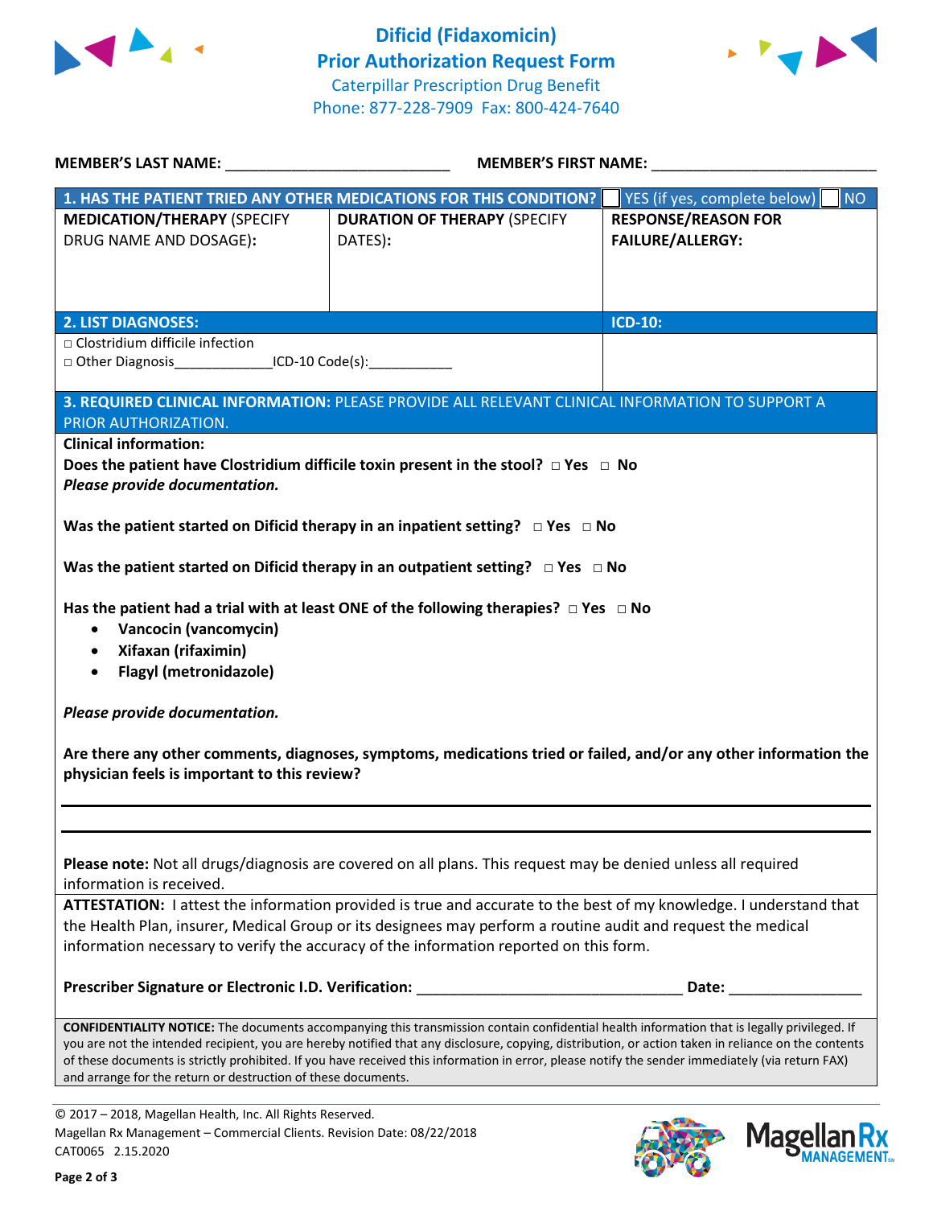# Dificid (Fidaxomicin)
## Prior Authorization Request Form

Caterpillar Prescription Drug Benefit
Phone: 877-228-7909 Fax: 800-424-7640

**MEMBER'S LAST NAME:** ___________________________ **MEMBER'S FIRST NAME:** ___________________________

| **1. HAS THE PATIENT TRIED ANY OTHER MEDICATIONS FOR THIS CONDITION?** | | ☐ YES (if yes, complete below) ☐ NO |
|---|---|---|
| **MEDICATION/THERAPY** (SPECIFY DRUG NAME AND DOSAGE): | **DURATION OF THERAPY** (SPECIFY DATES): | **RESPONSE/REASON FOR FAILURE/ALLERGY:** |
| | | |

| **2. LIST DIAGNOSES:** | **ICD-10:** |
|---|---|
| □ Clostridium difficile infection<br>□ Other Diagnosis_____________ICD-10 Code(s):___________ | |

**3. REQUIRED CLINICAL INFORMATION:** PLEASE PROVIDE ALL RELEVANT CLINICAL INFORMATION TO SUPPORT A PRIOR AUTHORIZATION.

**Clinical information:**

**Does the patient have Clostridium difficile toxin present in the stool?** □ **Yes** □ **No**
***Please provide documentation.***

**Was the patient started on Dificid therapy in an inpatient setting?** □ **Yes** □ **No**

**Was the patient started on Dificid therapy in an outpatient setting?** □ **Yes** □ **No**

**Has the patient had a trial with at least ONE of the following therapies?** □ **Yes** □ **No**

- **Vancocin (vancomycin)**
- **Xifaxan (rifaximin)**
- **Flagyl (metronidazole)**

***Please provide documentation.***

**Are there any other comments, diagnoses, symptoms, medications tried or failed, and/or any other information the physician feels is important to this review?**

_______________________________________________________________

_______________________________________________________________

**Please note:** Not all drugs/diagnosis are covered on all plans. This request may be denied unless all required information is received.

**ATTESTATION:** I attest the information provided is true and accurate to the best of my knowledge. I understand that the Health Plan, insurer, Medical Group or its designees may perform a routine audit and request the medical information necessary to verify the accuracy of the information reported on this form.

**Prescriber Signature or Electronic I.D. Verification:** _________________________________ **Date:** ________________

**CONFIDENTIALITY NOTICE:** The documents accompanying this transmission contain confidential health information that is legally privileged. If you are not the intended recipient, you are hereby notified that any disclosure, copying, distribution, or action taken in reliance on the contents of these documents is strictly prohibited. If you have received this information in error, please notify the sender immediately (via return FAX) and arrange for the return or destruction of these documents.

© 2017 – 2018, Magellan Health, Inc. All Rights Reserved.
Magellan Rx Management – Commercial Clients. Revision Date: 08/22/2018
CAT0065 2.15.2020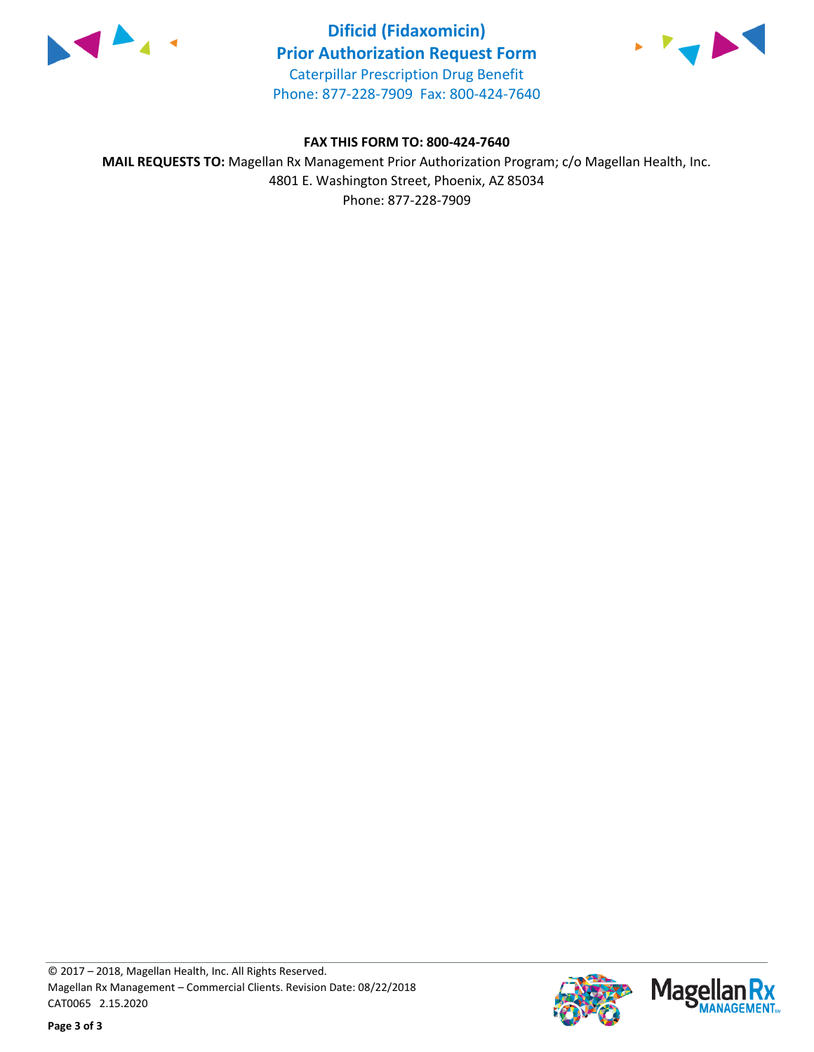**FAX THIS FORM TO: 800-424-7640**

**MAIL REQUESTS TO:** Magellan Rx Management Prior Authorization Program; c/o Magellan Health, Inc.
4801 E. Washington Street, Phoenix, AZ 85034
Phone: 877-228-7909